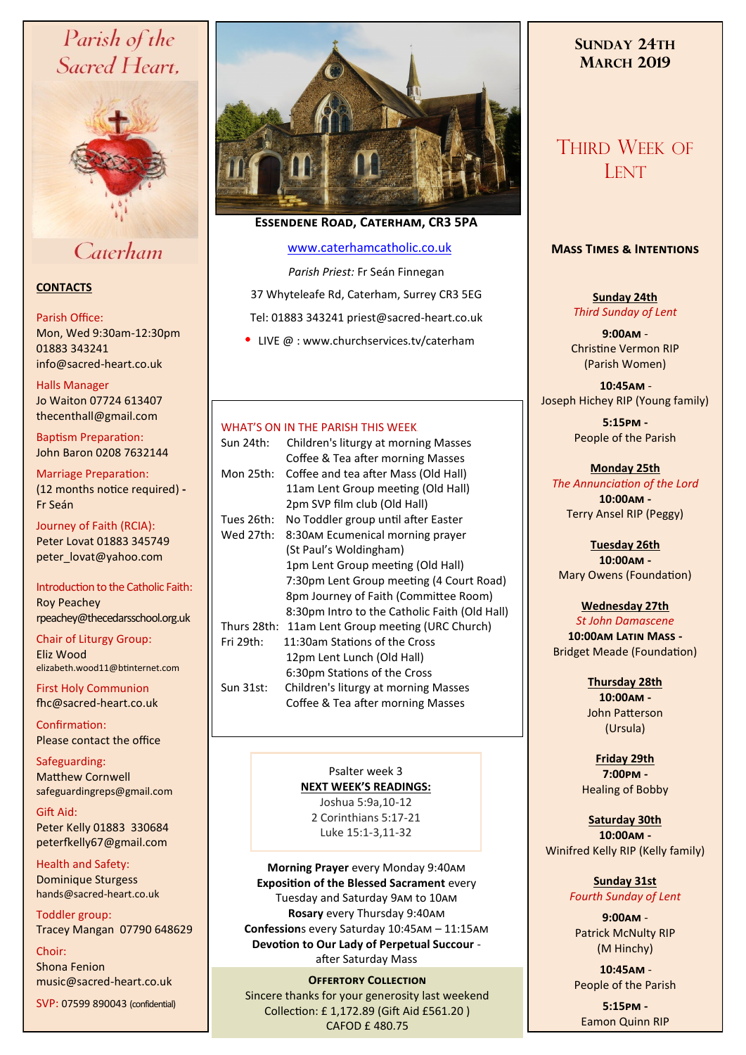# Parish of the Sacred Heart, Caterham

## CONTACTS

Parish Office:
Mon, Wed 9:30am-12:30pm
01883 343241
info@sacred-heart.co.uk

Halls Manager
Jo Waiton 07724 613407
thecenthall@gmail.com

Baptism Preparation:
John Baron 0208 7632144

Marriage Preparation:
(12 months notice required) - Fr Seán

Journey of Faith (RCIA):
Peter Lovat 01883 345749
peter_lovat@yahoo.com

Introduction to the Catholic Faith:
Roy Peachey
rpeachey@thecedarsschool.org.uk

Chair of Liturgy Group:
Eliz Wood
elizabeth.wood11@btinternet.com

First Holy Communion
fhc@sacred-heart.co.uk

Confirmation:
Please contact the office

Safeguarding:
Matthew Cornwell
safeguardingreps@gmail.com

Gift Aid:
Peter Kelly 01883 330684
peterfkelly67@gmail.com

Health and Safety:
Dominique Sturgess
hands@sacred-heart.co.uk

Toddler group:
Tracey Mangan 07790 648629

Choir:
Shona Fenion
music@sacred-heart.co.uk

SVP: 07599 890043 (confidential)

**Essendene Road, Caterham, CR3 5PA**

www.caterhamcatholic.co.uk

*Parish Priest:* Fr Seán Finnegan

37 Whyteleafe Rd, Caterham, Surrey CR3 5EG

Tel: 01883 343241 priest@sacred-heart.co.uk

- LIVE @ : www.churchservices.tv/caterham

## WHAT'S ON IN THE PARISH THIS WEEK

| | |
|---|---|
| Sun 24th: | Children's liturgy at morning Masses<br>Coffee & Tea after morning Masses |
| Mon 25th: | Coffee and tea after Mass (Old Hall)<br>11am Lent Group meeting (Old Hall)<br>2pm SVP film club (Old Hall) |
| Tues 26th: | No Toddler group until after Easter |
| Wed 27th: | 8:30AM Ecumenical morning prayer (St Paul's Woldingham)<br>1pm Lent Group meeting (Old Hall)<br>7:30pm Lent Group meeting (4 Court Road)<br>8pm Journey of Faith (Committee Room)<br>8:30pm Intro to the Catholic Faith (Old Hall) |
| Thurs 28th: | 11am Lent Group meeting (URC Church) |
| Fri 29th: | 11:30am Stations of the Cross<br>12pm Lent Lunch (Old Hall)<br>6:30pm Stations of the Cross |
| Sun 31st: | Children's liturgy at morning Masses<br>Coffee & Tea after morning Masses |

Psalter week 3

**NEXT WEEK'S READINGS:**
Joshua 5:9a,10-12
2 Corinthians 5:17-21
Luke 15:1-3,11-32

**Morning Prayer** every Monday 9:40AM
**Exposition of the Blessed Sacrament** every Tuesday and Saturday 9AM to 10AM
**Rosary** every Thursday 9:40AM
**Confession**s every Saturday 10:45AM – 11:15AM
**Devotion to Our Lady of Perpetual Succour** - after Saturday Mass

**Offertory Collection**
Sincere thanks for your generosity last weekend
Collection: £ 1,172.89 (Gift Aid £561.20 )
CAFOD £ 480.75

## Sunday 24th March 2019

## Third Week of Lent

### Mass Times & Intentions

**Sunday 24th**
*Third Sunday of Lent*
**9:00AM** - Christine Vermon RIP (Parish Women)
**10:45AM** - Joseph Hichey RIP (Young family)
**5:15PM** - People of the Parish

**Monday 25th**
*The Annunciation of the Lord*
**10:00AM** - Terry Ansel RIP (Peggy)

**Tuesday 26th**
**10:00AM** - Mary Owens (Foundation)

**Wednesday 27th**
*St John Damascene*
**10:00AM Latin Mass** - Bridget Meade (Foundation)

**Thursday 28th**
**10:00AM** - John Patterson (Ursula)

**Friday 29th**
**7:00PM** - Healing of Bobby

**Saturday 30th**
**10:00AM** - Winifred Kelly RIP (Kelly family)

**Sunday 31st**
*Fourth Sunday of Lent*
**9:00AM** - Patrick McNulty RIP (M Hinchy)
**10:45AM** - People of the Parish
**5:15PM** - Eamon Quinn RIP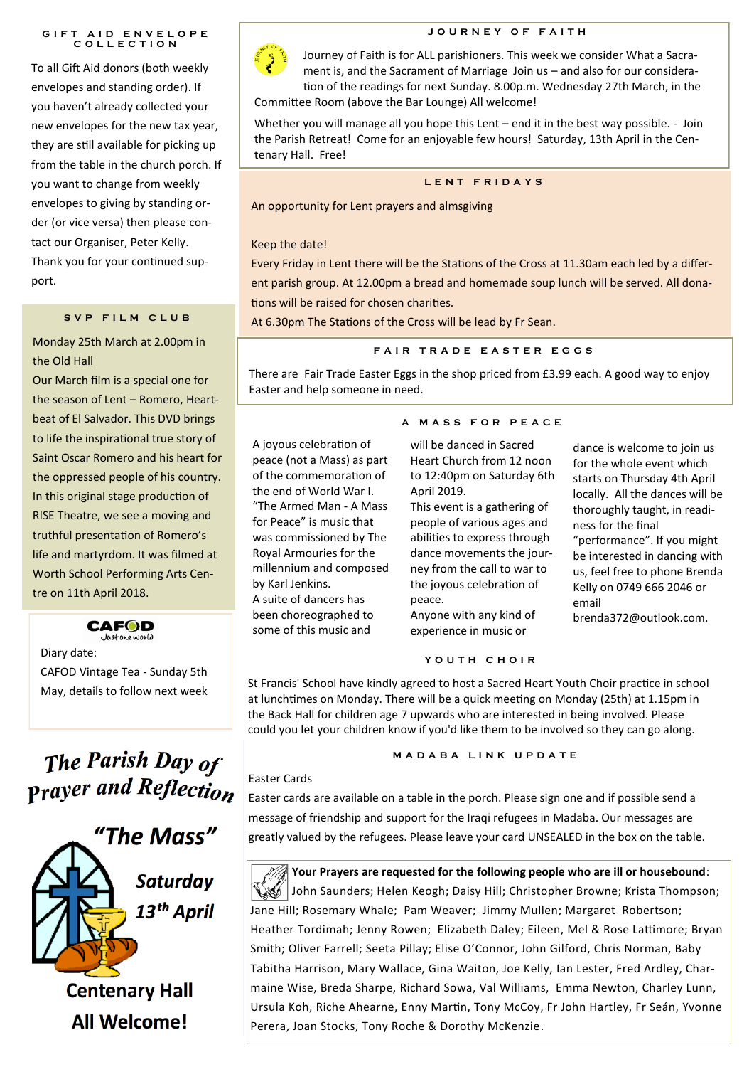## GIFT AID ENVELOPE COLLECTION

To all Gift Aid donors (both weekly envelopes and standing order). If you haven't already collected your new envelopes for the new tax year, they are still available for picking up from the table in the church porch. If you want to change from weekly envelopes to giving by standing order (or vice versa) then please contact our Organiser, Peter Kelly. Thank you for your continued support.

## SVP FILM CLUB

Monday 25th March at 2.00pm in the Old Hall

Our March film is a special one for the season of Lent – Romero, Heartbeat of El Salvador. This DVD brings to life the inspirational true story of Saint Oscar Romero and his heart for the oppressed people of his country. In this original stage production of RISE Theatre, we see a moving and truthful presentation of Romero's life and martyrdom. It was filmed at Worth School Performing Arts Centre on 11th April 2018.

**CAFOD** Just one world

Diary date:

CAFOD Vintage Tea - Sunday 5th May, details to follow next week

## The Parish Day of Prayer and Reflection

**"The Mass"**

**Saturday 13th April**

**Centenary Hall**

**All Welcome!**

## JOURNEY OF FAITH

Journey of Faith is for ALL parishioners. This week we consider What a Sacrament is, and the Sacrament of Marriage Join us – and also for our consideration of the readings for next Sunday. 8.00p.m. Wednesday 27th March, in the Committee Room (above the Bar Lounge) All welcome!

Whether you will manage all you hope this Lent – end it in the best way possible. - Join the Parish Retreat! Come for an enjoyable few hours! Saturday, 13th April in the Centenary Hall. Free!

## LENT FRIDAYS

An opportunity for Lent prayers and almsgiving

Keep the date!

Every Friday in Lent there will be the Stations of the Cross at 11.30am each led by a different parish group. At 12.00pm a bread and homemade soup lunch will be served. All donations will be raised for chosen charities.

At 6.30pm The Stations of the Cross will be lead by Fr Sean.

## FAIR TRADE EASTER EGGS

There are Fair Trade Easter Eggs in the shop priced from £3.99 each. A good way to enjoy Easter and help someone in need.

## A MASS FOR PEACE

A joyous celebration of peace (not a Mass) as part of the commemoration of the end of World War I. "The Armed Man - A Mass for Peace" is music that was commissioned by The Royal Armouries for the millennium and composed by Karl Jenkins.

A suite of dancers has been choreographed to some of this music and will be danced in Sacred Heart Church from 12 noon to 12:40pm on Saturday 6th April 2019.

This event is a gathering of people of various ages and abilities to express through dance movements the journey from the call to war to the joyous celebration of peace.

Anyone with any kind of experience in music or dance is welcome to join us for the whole event which starts on Thursday 4th April locally. All the dances will be thoroughly taught, in readiness for the final "performance". If you might be interested in dancing with us, feel free to phone Brenda Kelly on 0749 666 2046 or email brenda372@outlook.com.

## YOUTH CHOIR

St Francis' School have kindly agreed to host a Sacred Heart Youth Choir practice in school at lunchtimes on Monday. There will be a quick meeting on Monday (25th) at 1.15pm in the Back Hall for children age 7 upwards who are interested in being involved. Please could you let your children know if you'd like them to be involved so they can go along.

## MADABA LINK UPDATE

Easter Cards

Easter cards are available on a table in the porch. Please sign one and if possible send a message of friendship and support for the Iraqi refugees in Madaba. Our messages are greatly valued by the refugees. Please leave your card UNSEALED in the box on the table.

**Your Prayers are requested for the following people who are ill or housebound**: John Saunders; Helen Keogh; Daisy Hill; Christopher Browne; Krista Thompson; Jane Hill; Rosemary Whale; Pam Weaver; Jimmy Mullen; Margaret Robertson; Heather Tordimah; Jenny Rowen; Elizabeth Daley; Eileen, Mel & Rose Lattimore; Bryan Smith; Oliver Farrell; Seeta Pillay; Elise O'Connor, John Gilford, Chris Norman, Baby Tabitha Harrison, Mary Wallace, Gina Waiton, Joe Kelly, Ian Lester, Fred Ardley, Charmaine Wise, Breda Sharpe, Richard Sowa, Val Williams, Emma Newton, Charley Lunn, Ursula Koh, Riche Ahearne, Enny Martin, Tony McCoy, Fr John Hartley, Fr Seán, Yvonne Perera, Joan Stocks, Tony Roche & Dorothy McKenzie.